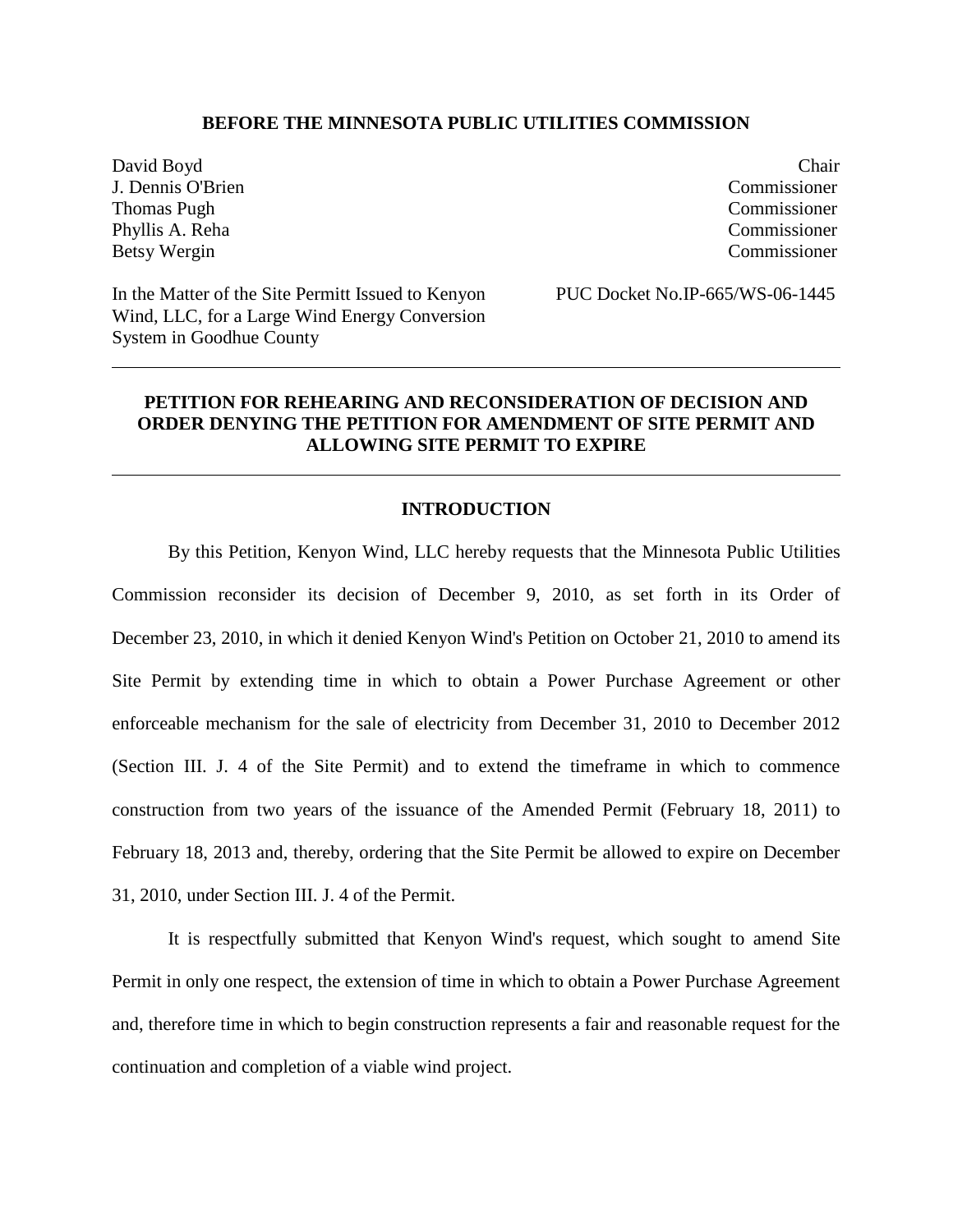**BEFORE THE MINNESOTA PUBLIC UTILITIES COMMISSION**

| | |
|---|---|
| David Boyd | Chair |
| J. Dennis O'Brien | Commissioner |
| Thomas Pugh | Commissioner |
| Phyllis A. Reha | Commissioner |
| Betsy Wergin | Commissioner |

In the Matter of the Site Permitt Issued to Kenyon Wind, LLC, for a Large Wind Energy Conversion System in Goodhue County

PUC Docket No.IP-665/WS-06-1445

---

## PETITION FOR REHEARING AND RECONSIDERATION OF DECISION AND ORDER DENYING THE PETITION FOR AMENDMENT OF SITE PERMIT AND ALLOWING SITE PERMIT TO EXPIRE

---

### INTRODUCTION

By this Petition, Kenyon Wind, LLC hereby requests that the Minnesota Public Utilities Commission reconsider its decision of December 9, 2010, as set forth in its Order of December 23, 2010, in which it denied Kenyon Wind's Petition on October 21, 2010 to amend its Site Permit by extending time in which to obtain a Power Purchase Agreement or other enforceable mechanism for the sale of electricity from December 31, 2010 to December 2012 (Section III. J. 4 of the Site Permit) and to extend the timeframe in which to commence construction from two years of the issuance of the Amended Permit (February 18, 2011) to February 18, 2013 and, thereby, ordering that the Site Permit be allowed to expire on December 31, 2010, under Section III. J. 4 of the Permit.

It is respectfully submitted that Kenyon Wind's request, which sought to amend Site Permit in only one respect, the extension of time in which to obtain a Power Purchase Agreement and, therefore time in which to begin construction represents a fair and reasonable request for the continuation and completion of a viable wind project.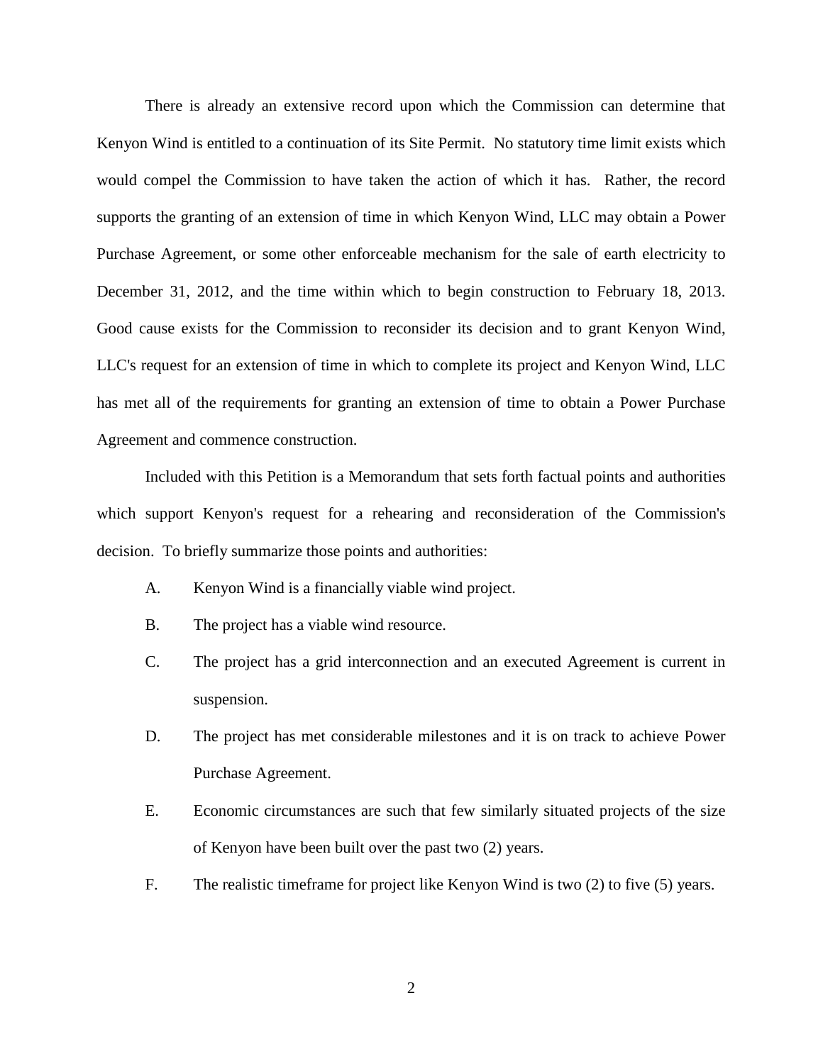There is already an extensive record upon which the Commission can determine that Kenyon Wind is entitled to a continuation of its Site Permit. No statutory time limit exists which would compel the Commission to have taken the action of which it has. Rather, the record supports the granting of an extension of time in which Kenyon Wind, LLC may obtain a Power Purchase Agreement, or some other enforceable mechanism for the sale of earth electricity to December 31, 2012, and the time within which to begin construction to February 18, 2013. Good cause exists for the Commission to reconsider its decision and to grant Kenyon Wind, LLC's request for an extension of time in which to complete its project and Kenyon Wind, LLC has met all of the requirements for granting an extension of time to obtain a Power Purchase Agreement and commence construction.

Included with this Petition is a Memorandum that sets forth factual points and authorities which support Kenyon's request for a rehearing and reconsideration of the Commission's decision. To briefly summarize those points and authorities:

A. Kenyon Wind is a financially viable wind project.

B. The project has a viable wind resource.

C. The project has a grid interconnection and an executed Agreement is current in suspension.

D. The project has met considerable milestones and it is on track to achieve Power Purchase Agreement.

E. Economic circumstances are such that few similarly situated projects of the size of Kenyon have been built over the past two (2) years.

F. The realistic timeframe for project like Kenyon Wind is two (2) to five (5) years.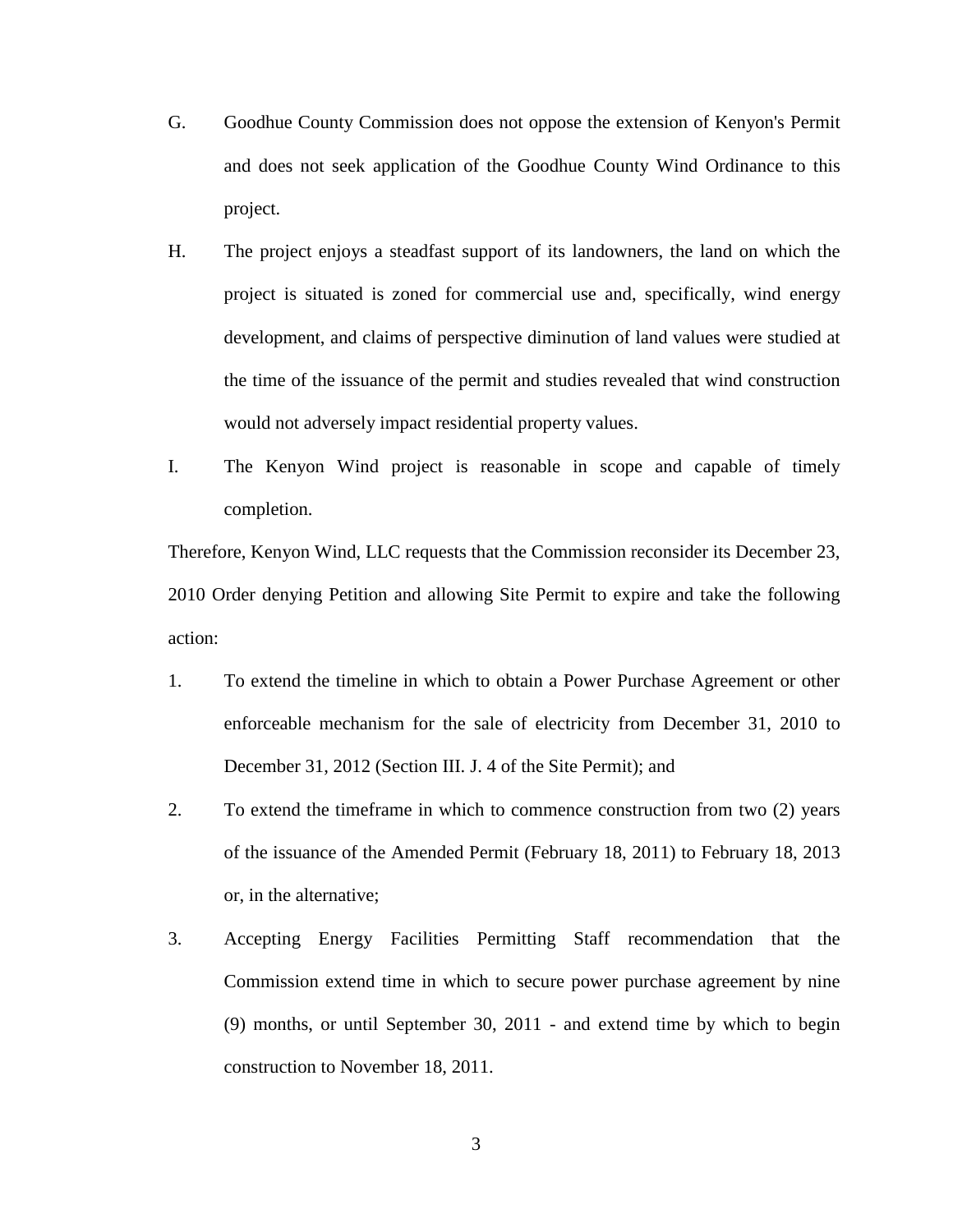G. Goodhue County Commission does not oppose the extension of Kenyon's Permit and does not seek application of the Goodhue County Wind Ordinance to this project.

H. The project enjoys a steadfast support of its landowners, the land on which the project is situated is zoned for commercial use and, specifically, wind energy development, and claims of perspective diminution of land values were studied at the time of the issuance of the permit and studies revealed that wind construction would not adversely impact residential property values.

I. The Kenyon Wind project is reasonable in scope and capable of timely completion.

Therefore, Kenyon Wind, LLC requests that the Commission reconsider its December 23, 2010 Order denying Petition and allowing Site Permit to expire and take the following action:

1. To extend the timeline in which to obtain a Power Purchase Agreement or other enforceable mechanism for the sale of electricity from December 31, 2010 to December 31, 2012 (Section III. J. 4 of the Site Permit); and

2. To extend the timeframe in which to commence construction from two (2) years of the issuance of the Amended Permit (February 18, 2011) to February 18, 2013 or, in the alternative;

3. Accepting Energy Facilities Permitting Staff recommendation that the Commission extend time in which to secure power purchase agreement by nine (9) months, or until September 30, 2011 - and extend time by which to begin construction to November 18, 2011.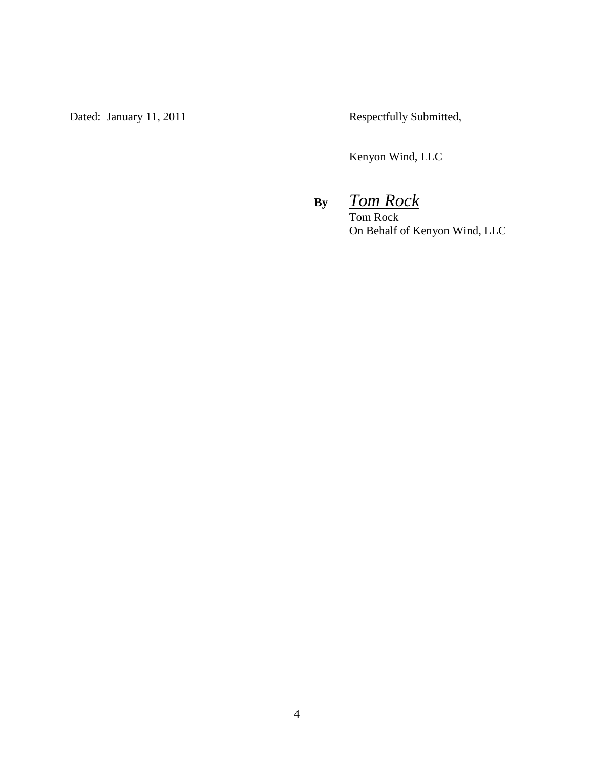Dated: January 11, 2011

Respectfully Submitted,

Kenyon Wind, LLC

**By** *Tom Rock*

Tom Rock
On Behalf of Kenyon Wind, LLC